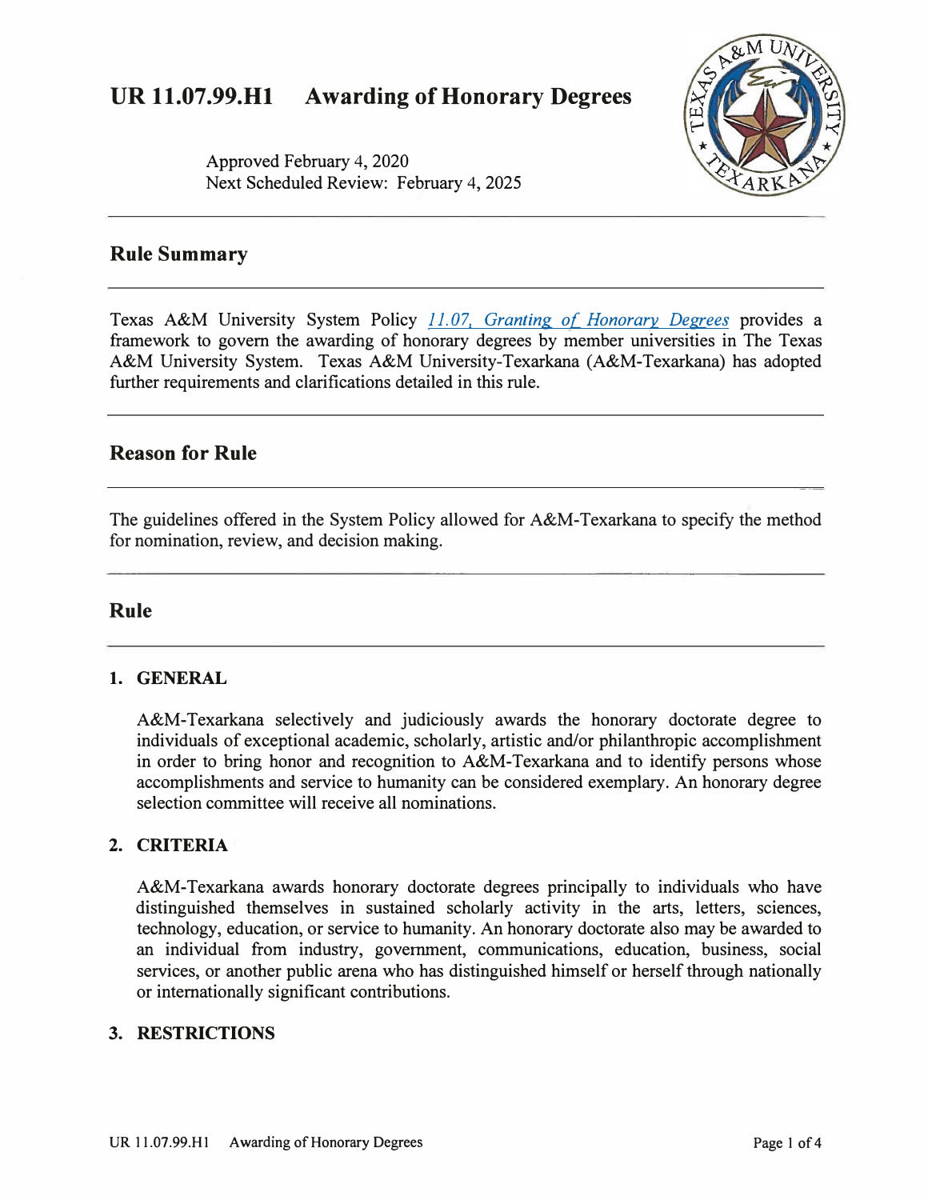# UR 11.07.99.H1 Awarding of Honorary Degrees

Approved February 4, 2020
Next Scheduled Review: February 4, 2025

## Rule Summary

Texas A&M University System Policy *11.07, Granting of Honorary Degrees* provides a framework to govern the awarding of honorary degrees by member universities in The Texas A&M University System. Texas A&M University-Texarkana (A&M-Texarkana) has adopted further requirements and clarifications detailed in this rule.

## Reason for Rule

The guidelines offered in the System Policy allowed for A&M-Texarkana to specify the method for nomination, review, and decision making.

## Rule

### 1. GENERAL

A&M-Texarkana selectively and judiciously awards the honorary doctorate degree to individuals of exceptional academic, scholarly, artistic and/or philanthropic accomplishment in order to bring honor and recognition to A&M-Texarkana and to identify persons whose accomplishments and service to humanity can be considered exemplary. An honorary degree selection committee will receive all nominations.

### 2. CRITERIA

A&M-Texarkana awards honorary doctorate degrees principally to individuals who have distinguished themselves in sustained scholarly activity in the arts, letters, sciences, technology, education, or service to humanity. An honorary doctorate also may be awarded to an individual from industry, government, communications, education, business, social services, or another public arena who has distinguished himself or herself through nationally or internationally significant contributions.

### 3. RESTRICTIONS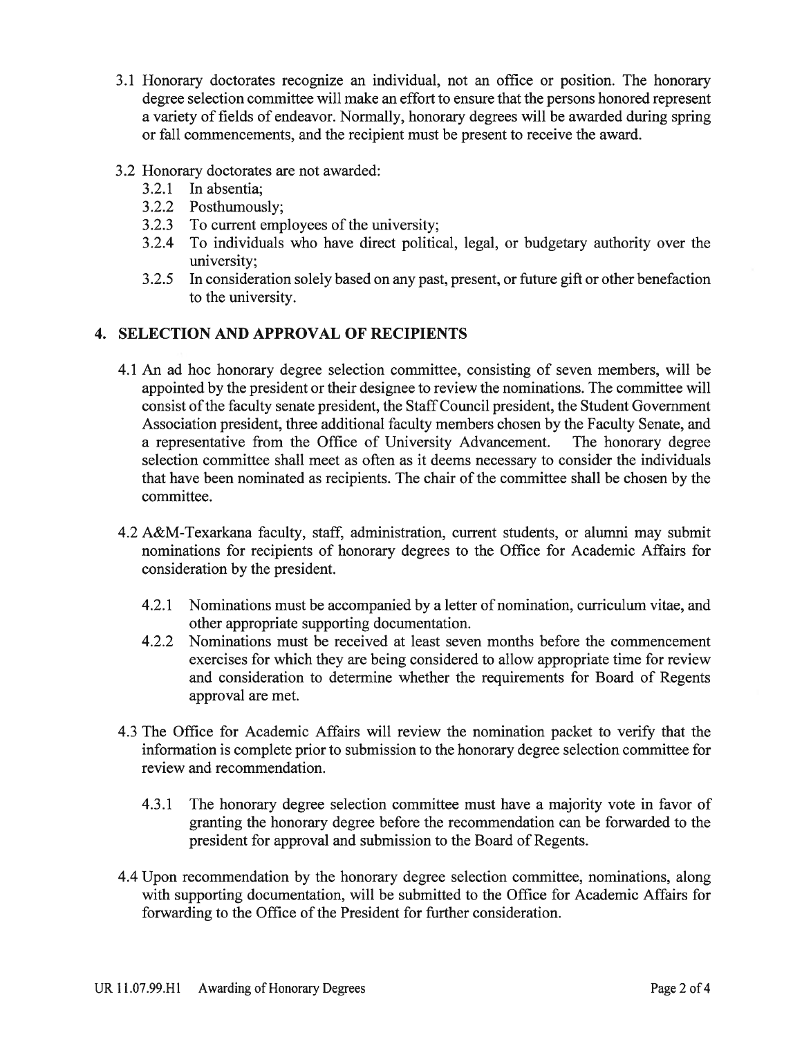3.1 Honorary doctorates recognize an individual, not an office or position. The honorary degree selection committee will make an effort to ensure that the persons honored represent a variety of fields of endeavor. Normally, honorary degrees will be awarded during spring or fall commencements, and the recipient must be present to receive the award.

3.2 Honorary doctorates are not awarded:

- 3.2.1 In absentia;
- 3.2.2 Posthumously;
- 3.2.3 To current employees of the university;
- 3.2.4 To individuals who have direct political, legal, or budgetary authority over the university;
- 3.2.5 In consideration solely based on any past, present, or future gift or other benefaction to the university.

## 4. SELECTION AND APPROVAL OF RECIPIENTS

4.1 An ad hoc honorary degree selection committee, consisting of seven members, will be appointed by the president or their designee to review the nominations. The committee will consist of the faculty senate president, the Staff Council president, the Student Government Association president, three additional faculty members chosen by the Faculty Senate, and a representative from the Office of University Advancement. The honorary degree selection committee shall meet as often as it deems necessary to consider the individuals that have been nominated as recipients. The chair of the committee shall be chosen by the committee.

4.2 A&M-Texarkana faculty, staff, administration, current students, or alumni may submit nominations for recipients of honorary degrees to the Office for Academic Affairs for consideration by the president.

- 4.2.1 Nominations must be accompanied by a letter of nomination, curriculum vitae, and other appropriate supporting documentation.
- 4.2.2 Nominations must be received at least seven months before the commencement exercises for which they are being considered to allow appropriate time for review and consideration to determine whether the requirements for Board of Regents approval are met.

4.3 The Office for Academic Affairs will review the nomination packet to verify that the information is complete prior to submission to the honorary degree selection committee for review and recommendation.

- 4.3.1 The honorary degree selection committee must have a majority vote in favor of granting the honorary degree before the recommendation can be forwarded to the president for approval and submission to the Board of Regents.

4.4 Upon recommendation by the honorary degree selection committee, nominations, along with supporting documentation, will be submitted to the Office for Academic Affairs for forwarding to the Office of the President for further consideration.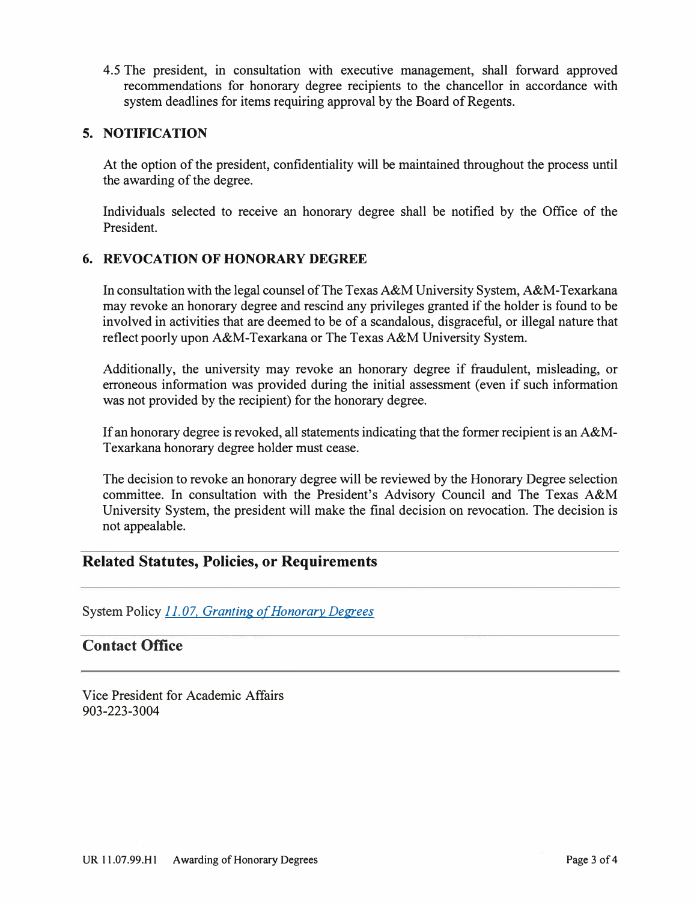4.5 The president, in consultation with executive management, shall forward approved recommendations for honorary degree recipients to the chancellor in accordance with system deadlines for items requiring approval by the Board of Regents.

### 5. NOTIFICATION

At the option of the president, confidentiality will be maintained throughout the process until the awarding of the degree.

Individuals selected to receive an honorary degree shall be notified by the Office of the President.

### 6. REVOCATION OF HONORARY DEGREE

In consultation with the legal counsel of The Texas A&M University System, A&M-Texarkana may revoke an honorary degree and rescind any privileges granted if the holder is found to be involved in activities that are deemed to be of a scandalous, disgraceful, or illegal nature that reflect poorly upon A&M-Texarkana or The Texas A&M University System.

Additionally, the university may revoke an honorary degree if fraudulent, misleading, or erroneous information was provided during the initial assessment (even if such information was not provided by the recipient) for the honorary degree.

If an honorary degree is revoked, all statements indicating that the former recipient is an A&M-Texarkana honorary degree holder must cease.

The decision to revoke an honorary degree will be reviewed by the Honorary Degree selection committee. In consultation with the President's Advisory Council and The Texas A&M University System, the president will make the final decision on revocation. The decision is not appealable.

## Related Statutes, Policies, or Requirements

System Policy *11.07, Granting of Honorary Degrees*

## Contact Office

Vice President for Academic Affairs
903-223-3004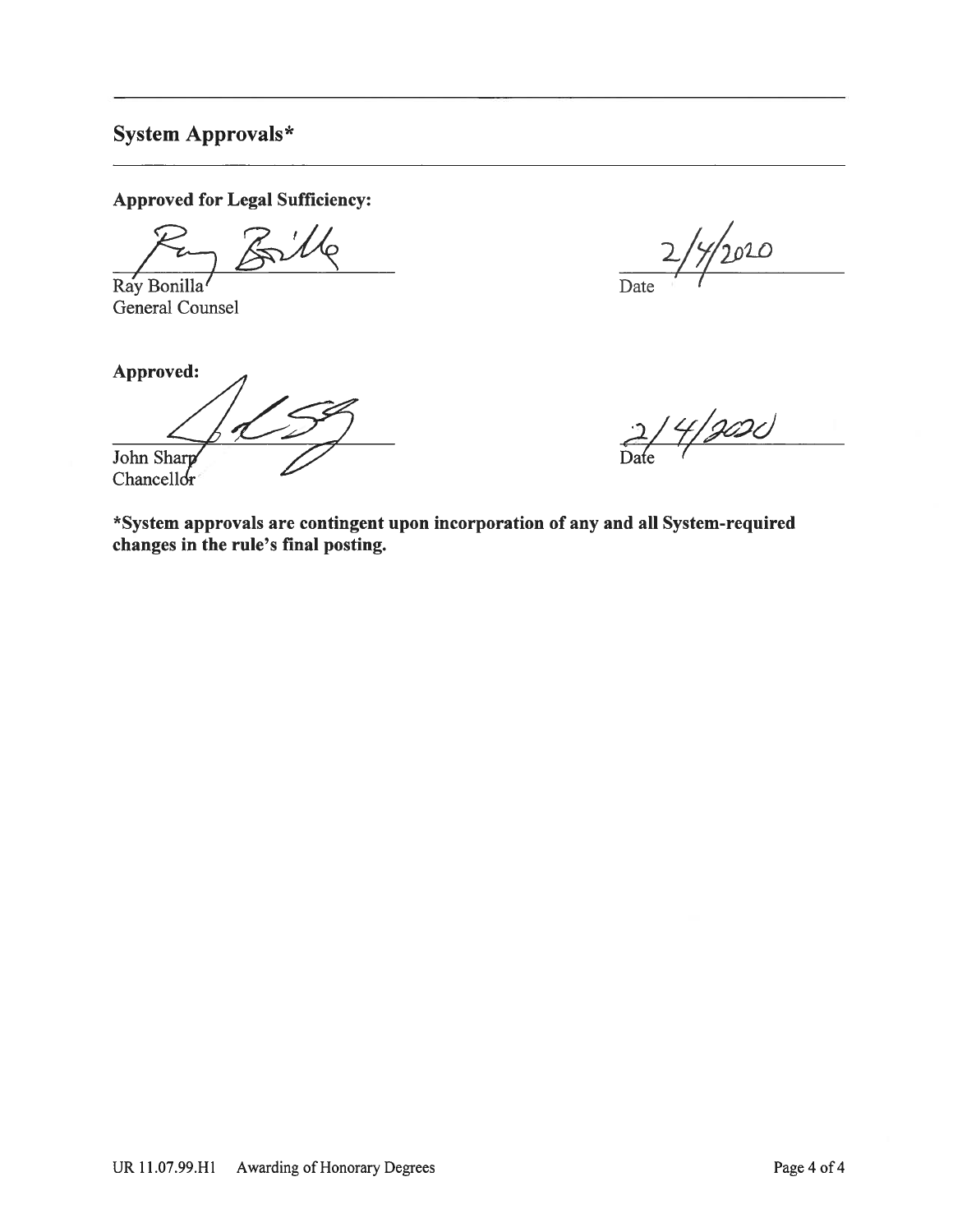## System Approvals*

**Approved for Legal Sufficiency:**

Ray Bonilla
General Counsel

2/4/2020
Date

**Approved:**

John Sharp
Chancellor

2/4/2020
Date

***System approvals are contingent upon incorporation of any and all System-required changes in the rule's final posting.**